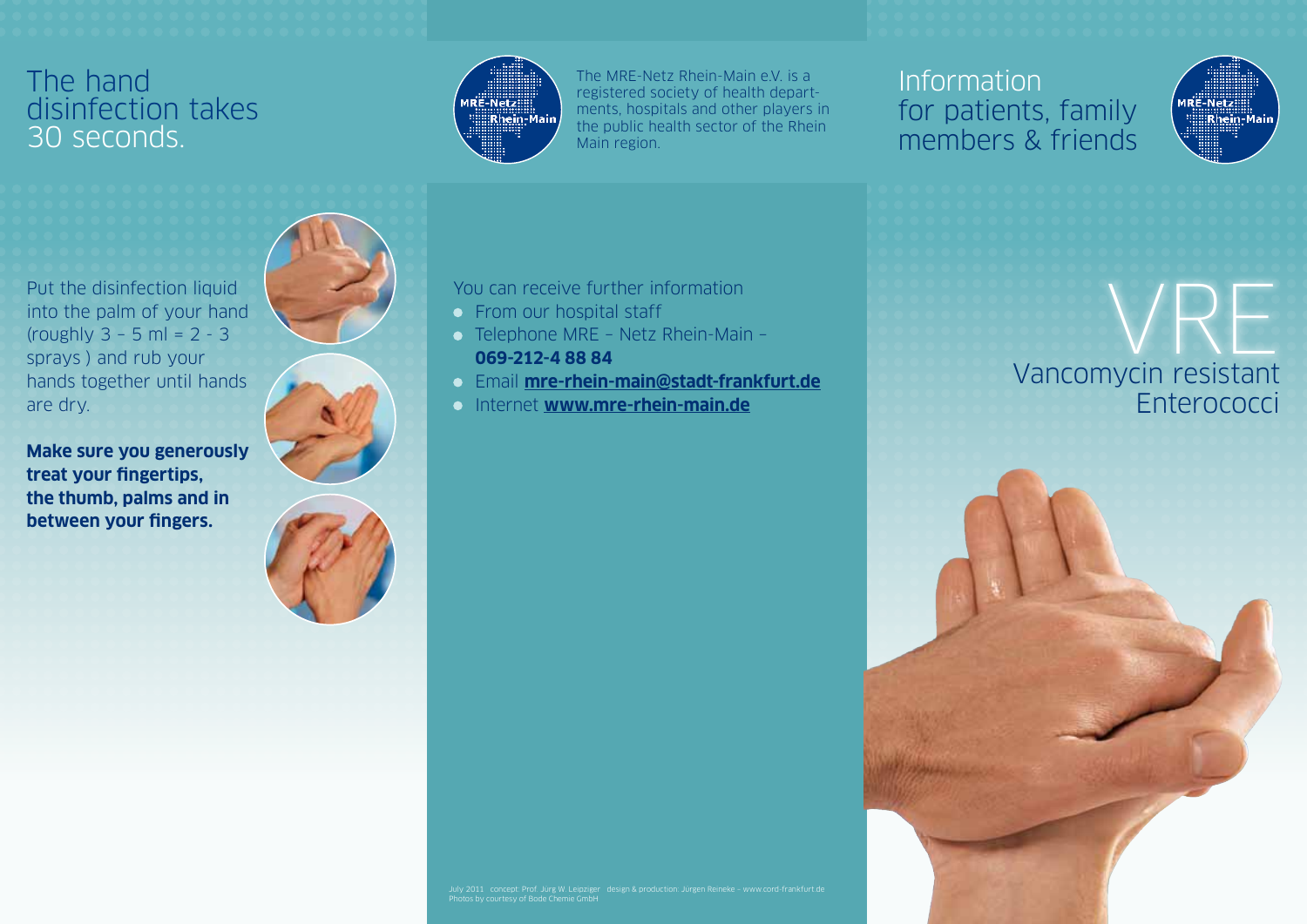# The hand disinfection takes 30 seconds.

Put the disinfection liquid into the palm of your hand (roughly 3 – 5 ml = 2 - 3 sprays ) and rub your hands together until hands are dry.

**Make sure you generously treat your fingertips, the thumb, palms and in between your fingers.**

The MRE-Netz Rhein-Main e.V. is a registered society of health departments, hospitals and other players in the public health sector of the Rhein Main region.

You can receive further information

- From our hospital staff
- Telephone MRE – Netz Rhein-Main – **069-212-4 88 84**
- Email **mre-rhein-main@stadt-frankfurt.de**
- Internet **www.mre-rhein-main.de**

July 2011 · concept: Prof. Jürg W. Leipziger · design & production: Jürgen Reineke – www.cord-frankfurt.de
Photos by courtesy of Bode Chemie GmbH

# Information for patients, family members & friends

# VRE

## Vancomycin resistant Enterococci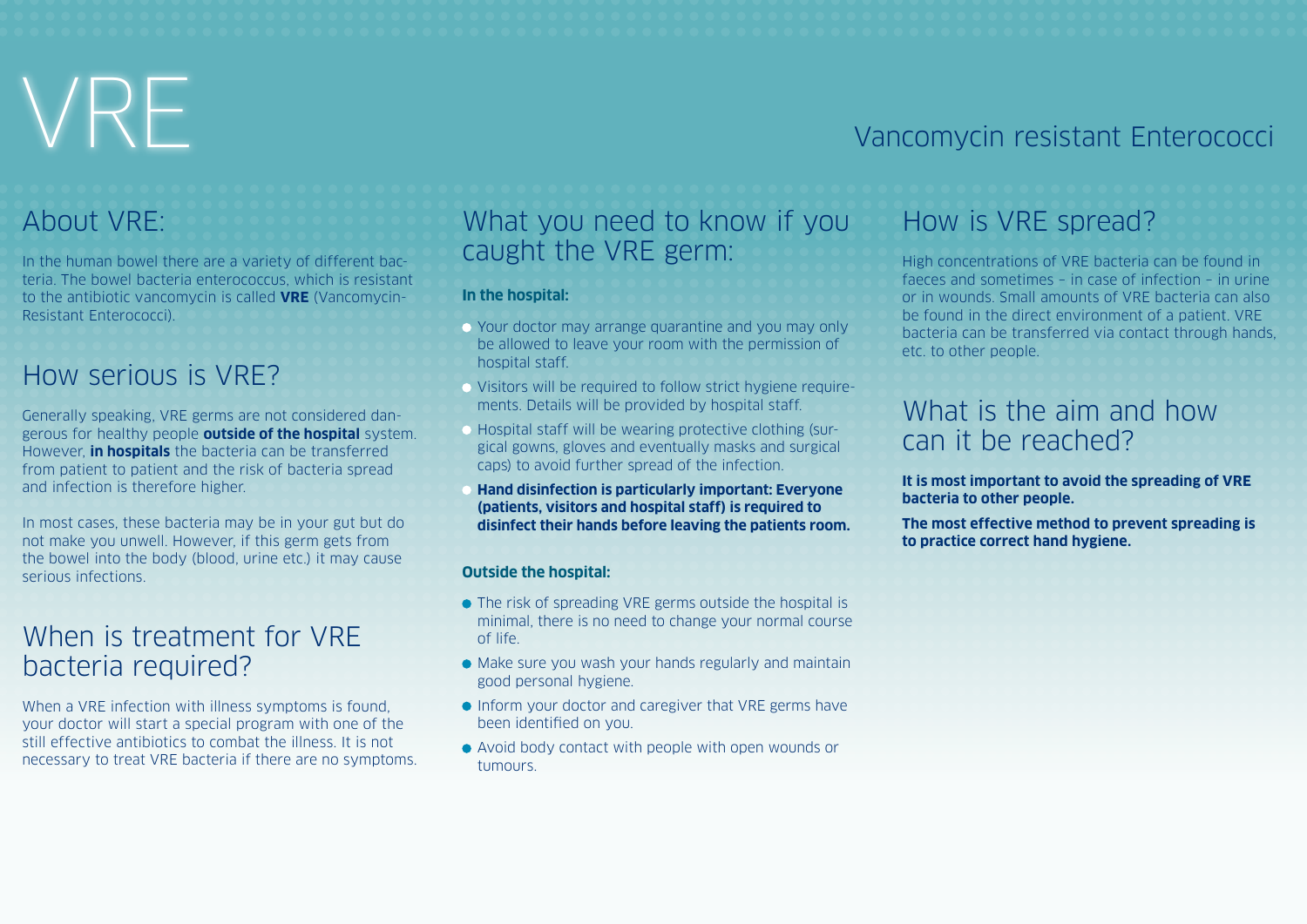# VRE

## Vancomycin resistant Enterococci

## About VRE:

In the human bowel there are a variety of different bacteria. The bowel bacteria enterococcus, which is resistant to the antibiotic vancomycin is called **VRE** (Vancomycin-Resistant Enterococci).

## How serious is VRE?

Generally speaking, VRE germs are not considered dangerous for healthy people **outside of the hospital** system. However, **in hospitals** the bacteria can be transferred from patient to patient and the risk of bacteria spread and infection is therefore higher.

In most cases, these bacteria may be in your gut but do not make you unwell. However, if this germ gets from the bowel into the body (blood, urine etc.) it may cause serious infections.

## When is treatment for VRE bacteria required?

When a VRE infection with illness symptoms is found, your doctor will start a special program with one of the still effective antibiotics to combat the illness. It is not necessary to treat VRE bacteria if there are no symptoms.

## What you need to know if you caught the VRE germ:

**In the hospital:**

- Your doctor may arrange quarantine and you may only be allowed to leave your room with the permission of hospital staff.
- Visitors will be required to follow strict hygiene requirements. Details will be provided by hospital staff.
- Hospital staff will be wearing protective clothing (surgical gowns, gloves and eventually masks and surgical caps) to avoid further spread of the infection.
- **Hand disinfection is particularly important: Everyone (patients, visitors and hospital staff) is required to disinfect their hands before leaving the patients room.**

**Outside the hospital:**

- The risk of spreading VRE germs outside the hospital is minimal, there is no need to change your normal course of life.
- Make sure you wash your hands regularly and maintain good personal hygiene.
- Inform your doctor and caregiver that VRE germs have been identified on you.
- Avoid body contact with people with open wounds or tumours.

## How is VRE spread?

High concentrations of VRE bacteria can be found in faeces and sometimes – in case of infection – in urine or in wounds. Small amounts of VRE bacteria can also be found in the direct environment of a patient. VRE bacteria can be transferred via contact through hands, etc. to other people.

## What is the aim and how can it be reached?

**It is most important to avoid the spreading of VRE bacteria to other people.**

**The most effective method to prevent spreading is to practice correct hand hygiene.**